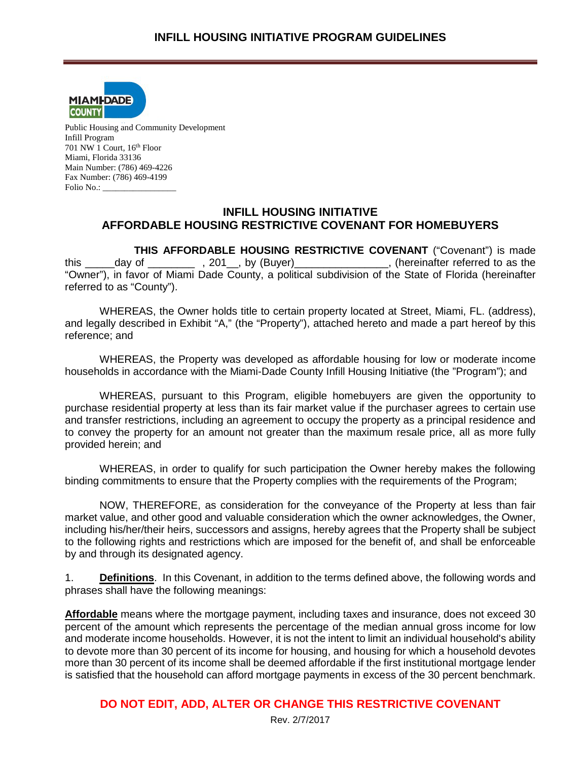# INFILL HOUSING INITIATIVE PROGRAM GUIDELINES

Public Housing and Community Development
Infill Program
701 NW 1 Court, 16th Floor
Miami, Florida 33136
Main Number: (786) 469-4226
Fax Number: (786) 469-4199
Folio No.: _________________

## INFILL HOUSING INITIATIVE
## AFFORDABLE HOUSING RESTRICTIVE COVENANT FOR HOMEBUYERS

**THIS AFFORDABLE HOUSING RESTRICTIVE COVENANT** ("Covenant") is made this _____day of ________ , 201__, by (Buyer)________________, (hereinafter referred to as the "Owner"), in favor of Miami Dade County, a political subdivision of the State of Florida (hereinafter referred to as "County").

WHEREAS, the Owner holds title to certain property located at Street, Miami, FL. (address), and legally described in Exhibit "A," (the "Property"), attached hereto and made a part hereof by this reference; and

WHEREAS, the Property was developed as affordable housing for low or moderate income households in accordance with the Miami-Dade County Infill Housing Initiative (the "Program"); and

WHEREAS, pursuant to this Program, eligible homebuyers are given the opportunity to purchase residential property at less than its fair market value if the purchaser agrees to certain use and transfer restrictions, including an agreement to occupy the property as a principal residence and to convey the property for an amount not greater than the maximum resale price, all as more fully provided herein; and

WHEREAS, in order to qualify for such participation the Owner hereby makes the following binding commitments to ensure that the Property complies with the requirements of the Program;

NOW, THEREFORE, as consideration for the conveyance of the Property at less than fair market value, and other good and valuable consideration which the owner acknowledges, the Owner, including his/her/their heirs, successors and assigns, hereby agrees that the Property shall be subject to the following rights and restrictions which are imposed for the benefit of, and shall be enforceable by and through its designated agency.

1. **Definitions**. In this Covenant, in addition to the terms defined above, the following words and phrases shall have the following meanings:

**Affordable** means where the mortgage payment, including taxes and insurance, does not exceed 30 percent of the amount which represents the percentage of the median annual gross income for low and moderate income households. However, it is not the intent to limit an individual household's ability to devote more than 30 percent of its income for housing, and housing for which a household devotes more than 30 percent of its income shall be deemed affordable if the first institutional mortgage lender is satisfied that the household can afford mortgage payments in excess of the 30 percent benchmark.

**DO NOT EDIT, ADD, ALTER OR CHANGE THIS RESTRICTIVE COVENANT**

Rev. 2/7/2017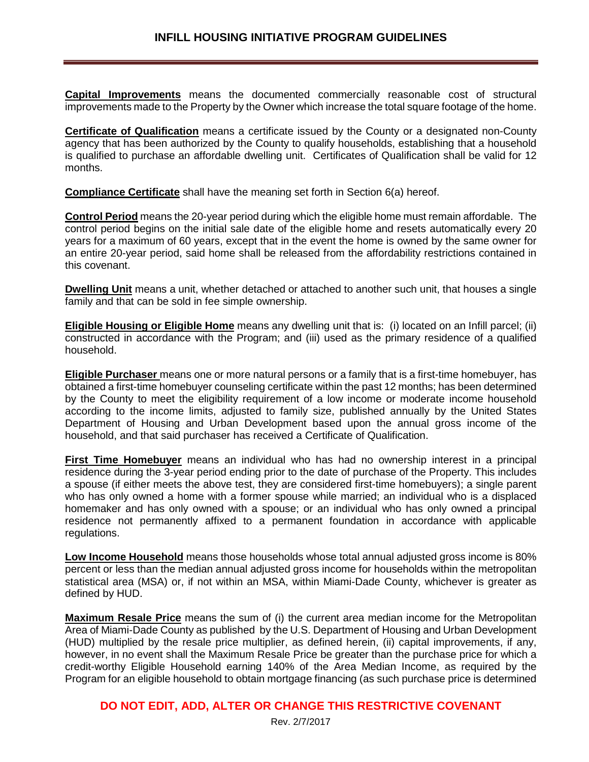**Capital Improvements** means the documented commercially reasonable cost of structural improvements made to the Property by the Owner which increase the total square footage of the home.

**Certificate of Qualification** means a certificate issued by the County or a designated non-County agency that has been authorized by the County to qualify households, establishing that a household is qualified to purchase an affordable dwelling unit. Certificates of Qualification shall be valid for 12 months.

**Compliance Certificate** shall have the meaning set forth in Section 6(a) hereof.

**Control Period** means the 20-year period during which the eligible home must remain affordable. The control period begins on the initial sale date of the eligible home and resets automatically every 20 years for a maximum of 60 years, except that in the event the home is owned by the same owner for an entire 20-year period, said home shall be released from the affordability restrictions contained in this covenant.

**Dwelling Unit** means a unit, whether detached or attached to another such unit, that houses a single family and that can be sold in fee simple ownership.

**Eligible Housing or Eligible Home** means any dwelling unit that is: (i) located on an Infill parcel; (ii) constructed in accordance with the Program; and (iii) used as the primary residence of a qualified household.

**Eligible Purchaser** means one or more natural persons or a family that is a first-time homebuyer, has obtained a first-time homebuyer counseling certificate within the past 12 months; has been determined by the County to meet the eligibility requirement of a low income or moderate income household according to the income limits, adjusted to family size, published annually by the United States Department of Housing and Urban Development based upon the annual gross income of the household, and that said purchaser has received a Certificate of Qualification.

**First Time Homebuyer** means an individual who has had no ownership interest in a principal residence during the 3-year period ending prior to the date of purchase of the Property. This includes a spouse (if either meets the above test, they are considered first-time homebuyers); a single parent who has only owned a home with a former spouse while married; an individual who is a displaced homemaker and has only owned with a spouse; or an individual who has only owned a principal residence not permanently affixed to a permanent foundation in accordance with applicable regulations.

**Low Income Household** means those households whose total annual adjusted gross income is 80% percent or less than the median annual adjusted gross income for households within the metropolitan statistical area (MSA) or, if not within an MSA, within Miami-Dade County, whichever is greater as defined by HUD.

**Maximum Resale Price** means the sum of (i) the current area median income for the Metropolitan Area of Miami-Dade County as published by the U.S. Department of Housing and Urban Development (HUD) multiplied by the resale price multiplier, as defined herein, (ii) capital improvements, if any, however, in no event shall the Maximum Resale Price be greater than the purchase price for which a credit-worthy Eligible Household earning 140% of the Area Median Income, as required by the Program for an eligible household to obtain mortgage financing (as such purchase price is determined

**DO NOT EDIT, ADD, ALTER OR CHANGE THIS RESTRICTIVE COVENANT**

Rev. 2/7/2017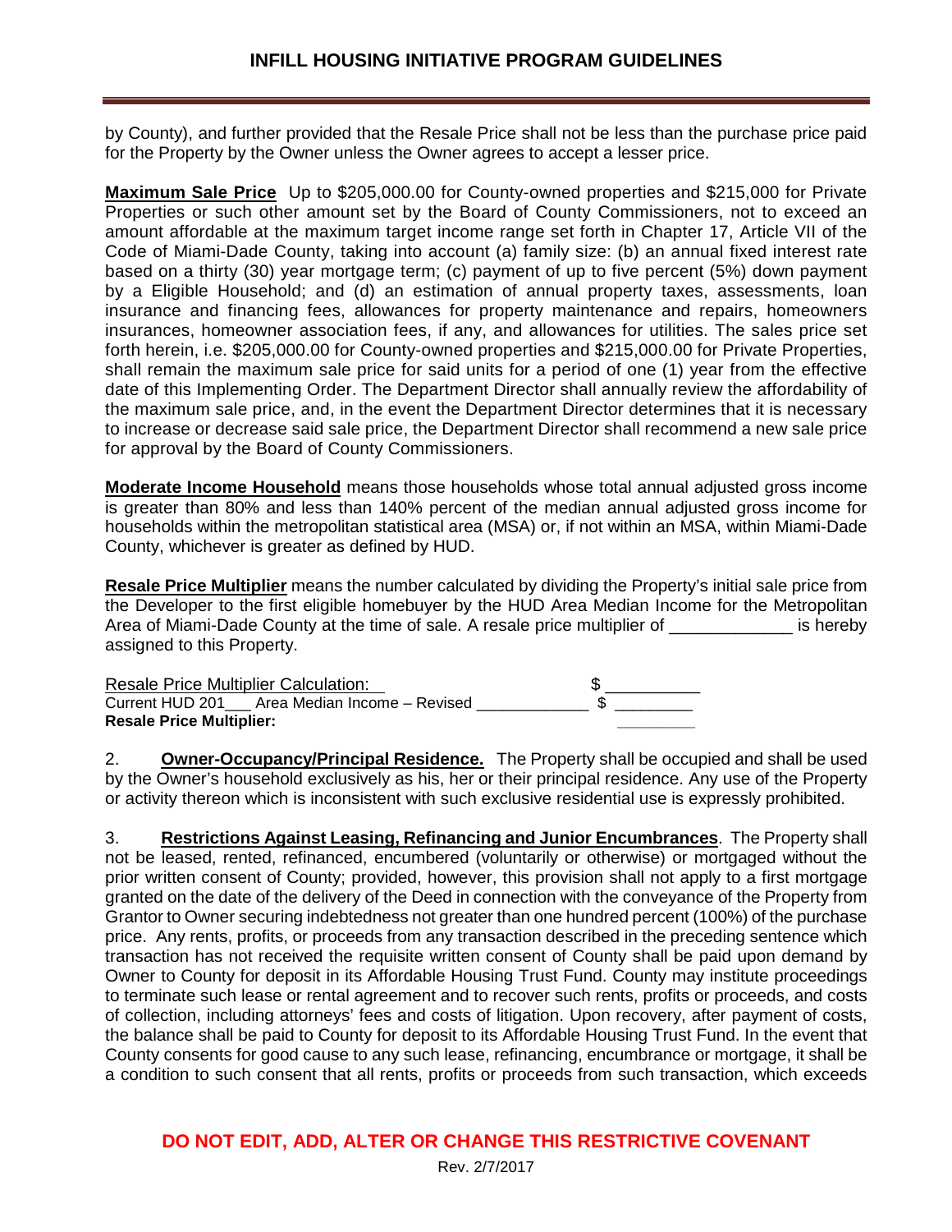by County), and further provided that the Resale Price shall not be less than the purchase price paid for the Property by the Owner unless the Owner agrees to accept a lesser price.

**Maximum Sale Price** Up to $205,000.00 for County-owned properties and $215,000 for Private Properties or such other amount set by the Board of County Commissioners, not to exceed an amount affordable at the maximum target income range set forth in Chapter 17, Article VII of the Code of Miami-Dade County, taking into account (a) family size: (b) an annual fixed interest rate based on a thirty (30) year mortgage term; (c) payment of up to five percent (5%) down payment by a Eligible Household; and (d) an estimation of annual property taxes, assessments, loan insurance and financing fees, allowances for property maintenance and repairs, homeowners insurances, homeowner association fees, if any, and allowances for utilities. The sales price set forth herein, i.e. $205,000.00 for County-owned properties and $215,000.00 for Private Properties, shall remain the maximum sale price for said units for a period of one (1) year from the effective date of this Implementing Order. The Department Director shall annually review the affordability of the maximum sale price, and, in the event the Department Director determines that it is necessary to increase or decrease said sale price, the Department Director shall recommend a new sale price for approval by the Board of County Commissioners.

**Moderate Income Household** means those households whose total annual adjusted gross income is greater than 80% and less than 140% percent of the median annual adjusted gross income for households within the metropolitan statistical area (MSA) or, if not within an MSA, within Miami-Dade County, whichever is greater as defined by HUD.

**Resale Price Multiplier** means the number calculated by dividing the Property's initial sale price from the Developer to the first eligible homebuyer by the HUD Area Median Income for the Metropolitan Area of Miami-Dade County at the time of sale. A resale price multiplier of _____________ is hereby assigned to this Property.

Resale Price Multiplier Calculation: $ __________
Current HUD 201___ Area Median Income – Revised _____________ $ _________
**Resale Price Multiplier:** _________

2. **Owner-Occupancy/Principal Residence.** The Property shall be occupied and shall be used by the Owner's household exclusively as his, her or their principal residence. Any use of the Property or activity thereon which is inconsistent with such exclusive residential use is expressly prohibited.

3. **Restrictions Against Leasing, Refinancing and Junior Encumbrances**. The Property shall not be leased, rented, refinanced, encumbered (voluntarily or otherwise) or mortgaged without the prior written consent of County; provided, however, this provision shall not apply to a first mortgage granted on the date of the delivery of the Deed in connection with the conveyance of the Property from Grantor to Owner securing indebtedness not greater than one hundred percent (100%) of the purchase price. Any rents, profits, or proceeds from any transaction described in the preceding sentence which transaction has not received the requisite written consent of County shall be paid upon demand by Owner to County for deposit in its Affordable Housing Trust Fund. County may institute proceedings to terminate such lease or rental agreement and to recover such rents, profits or proceeds, and costs of collection, including attorneys' fees and costs of litigation. Upon recovery, after payment of costs, the balance shall be paid to County for deposit to its Affordable Housing Trust Fund. In the event that County consents for good cause to any such lease, refinancing, encumbrance or mortgage, it shall be a condition to such consent that all rents, profits or proceeds from such transaction, which exceeds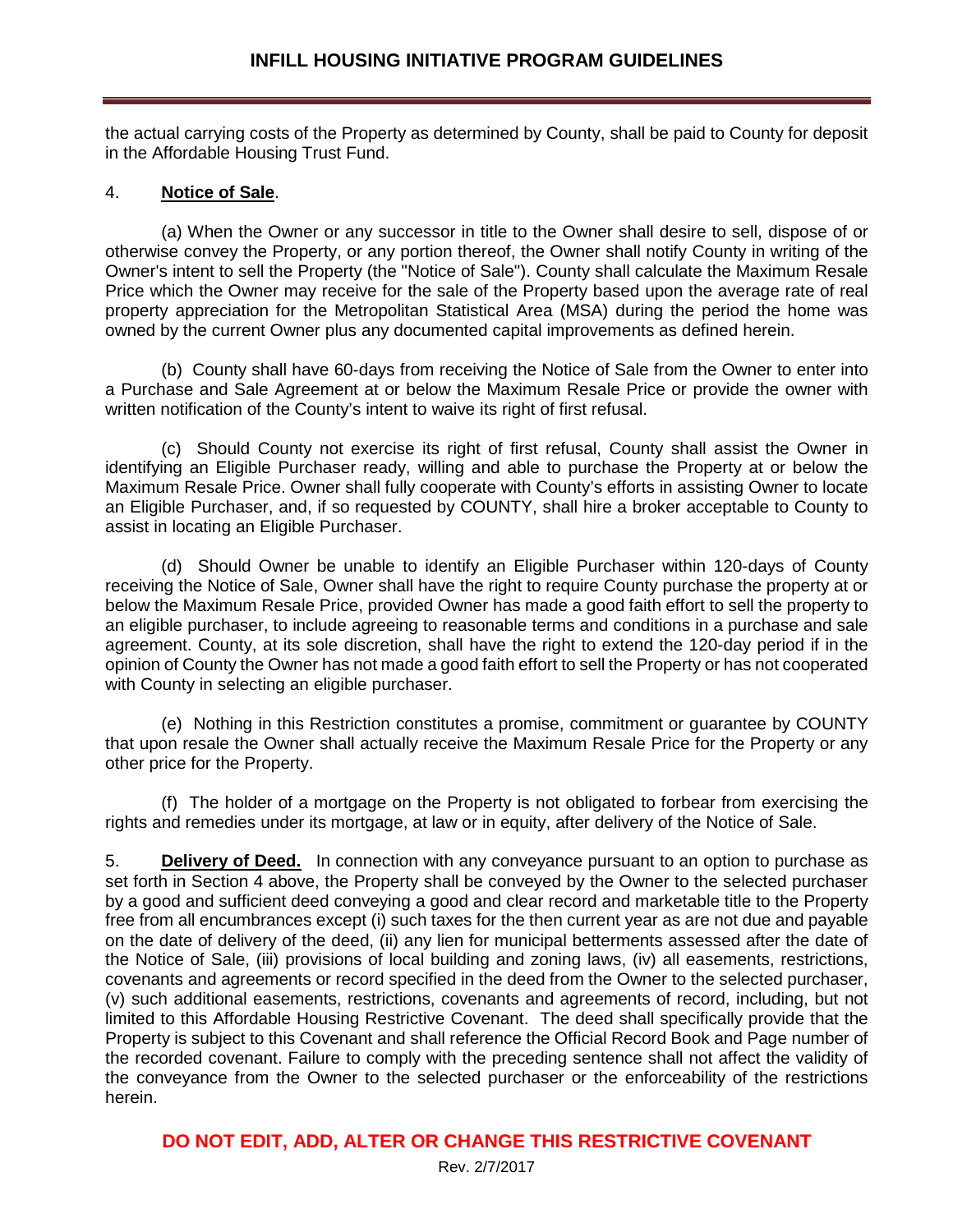the actual carrying costs of the Property as determined by County, shall be paid to County for deposit in the Affordable Housing Trust Fund.

4. **Notice of Sale**.

(a) When the Owner or any successor in title to the Owner shall desire to sell, dispose of or otherwise convey the Property, or any portion thereof, the Owner shall notify County in writing of the Owner's intent to sell the Property (the "Notice of Sale"). County shall calculate the Maximum Resale Price which the Owner may receive for the sale of the Property based upon the average rate of real property appreciation for the Metropolitan Statistical Area (MSA) during the period the home was owned by the current Owner plus any documented capital improvements as defined herein.

(b) County shall have 60-days from receiving the Notice of Sale from the Owner to enter into a Purchase and Sale Agreement at or below the Maximum Resale Price or provide the owner with written notification of the County's intent to waive its right of first refusal.

(c) Should County not exercise its right of first refusal, County shall assist the Owner in identifying an Eligible Purchaser ready, willing and able to purchase the Property at or below the Maximum Resale Price. Owner shall fully cooperate with County's efforts in assisting Owner to locate an Eligible Purchaser, and, if so requested by COUNTY, shall hire a broker acceptable to County to assist in locating an Eligible Purchaser.

(d) Should Owner be unable to identify an Eligible Purchaser within 120-days of County receiving the Notice of Sale, Owner shall have the right to require County purchase the property at or below the Maximum Resale Price, provided Owner has made a good faith effort to sell the property to an eligible purchaser, to include agreeing to reasonable terms and conditions in a purchase and sale agreement. County, at its sole discretion, shall have the right to extend the 120-day period if in the opinion of County the Owner has not made a good faith effort to sell the Property or has not cooperated with County in selecting an eligible purchaser.

(e) Nothing in this Restriction constitutes a promise, commitment or guarantee by COUNTY that upon resale the Owner shall actually receive the Maximum Resale Price for the Property or any other price for the Property.

(f) The holder of a mortgage on the Property is not obligated to forbear from exercising the rights and remedies under its mortgage, at law or in equity, after delivery of the Notice of Sale.

5. **Delivery of Deed.** In connection with any conveyance pursuant to an option to purchase as set forth in Section 4 above, the Property shall be conveyed by the Owner to the selected purchaser by a good and sufficient deed conveying a good and clear record and marketable title to the Property free from all encumbrances except (i) such taxes for the then current year as are not due and payable on the date of delivery of the deed, (ii) any lien for municipal betterments assessed after the date of the Notice of Sale, (iii) provisions of local building and zoning laws, (iv) all easements, restrictions, covenants and agreements or record specified in the deed from the Owner to the selected purchaser, (v) such additional easements, restrictions, covenants and agreements of record, including, but not limited to this Affordable Housing Restrictive Covenant. The deed shall specifically provide that the Property is subject to this Covenant and shall reference the Official Record Book and Page number of the recorded covenant. Failure to comply with the preceding sentence shall not affect the validity of the conveyance from the Owner to the selected purchaser or the enforceability of the restrictions herein.

**DO NOT EDIT, ADD, ALTER OR CHANGE THIS RESTRICTIVE COVENANT**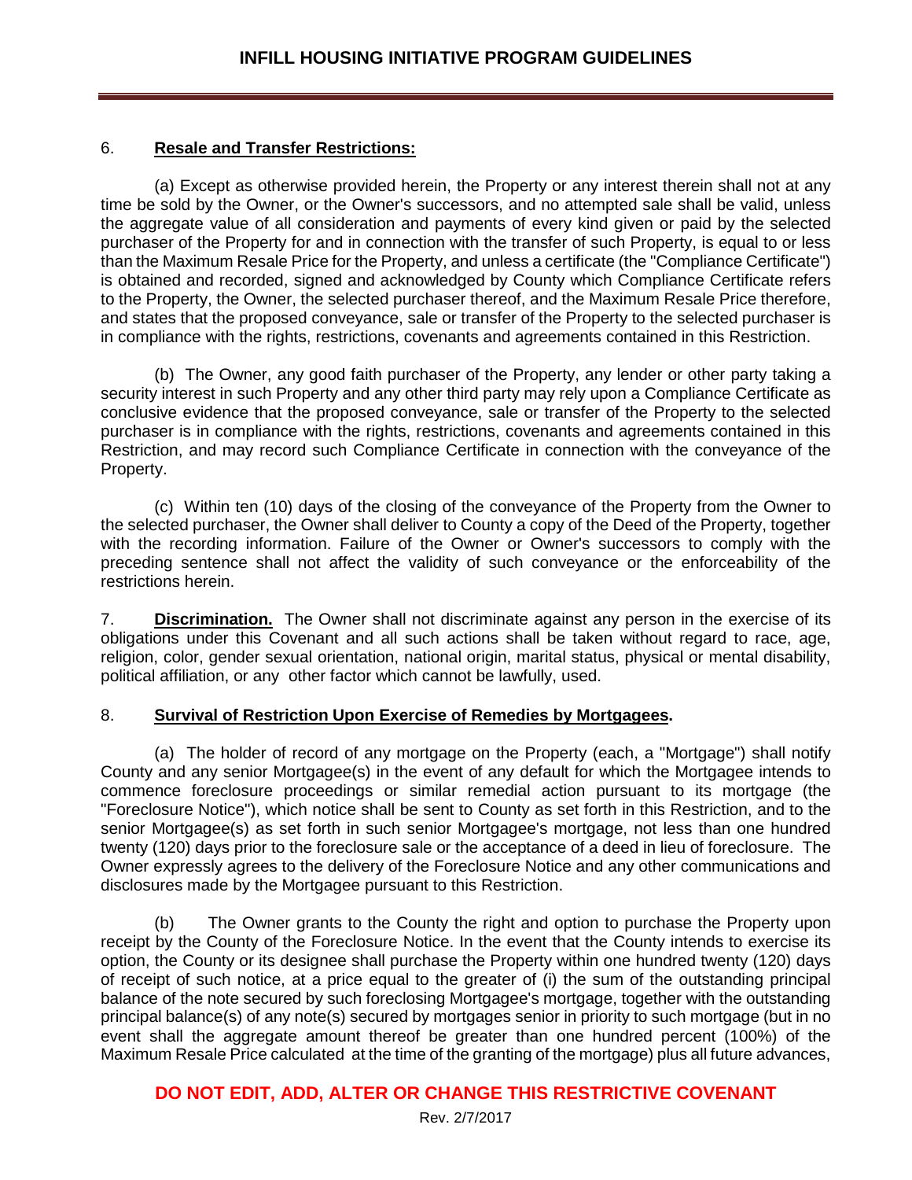6. **Resale and Transfer Restrictions:**

(a) Except as otherwise provided herein, the Property or any interest therein shall not at any time be sold by the Owner, or the Owner's successors, and no attempted sale shall be valid, unless the aggregate value of all consideration and payments of every kind given or paid by the selected purchaser of the Property for and in connection with the transfer of such Property, is equal to or less than the Maximum Resale Price for the Property, and unless a certificate (the "Compliance Certificate") is obtained and recorded, signed and acknowledged by County which Compliance Certificate refers to the Property, the Owner, the selected purchaser thereof, and the Maximum Resale Price therefore, and states that the proposed conveyance, sale or transfer of the Property to the selected purchaser is in compliance with the rights, restrictions, covenants and agreements contained in this Restriction.

(b) The Owner, any good faith purchaser of the Property, any lender or other party taking a security interest in such Property and any other third party may rely upon a Compliance Certificate as conclusive evidence that the proposed conveyance, sale or transfer of the Property to the selected purchaser is in compliance with the rights, restrictions, covenants and agreements contained in this Restriction, and may record such Compliance Certificate in connection with the conveyance of the Property.

(c) Within ten (10) days of the closing of the conveyance of the Property from the Owner to the selected purchaser, the Owner shall deliver to County a copy of the Deed of the Property, together with the recording information. Failure of the Owner or Owner's successors to comply with the preceding sentence shall not affect the validity of such conveyance or the enforceability of the restrictions herein.

7. **Discrimination.** The Owner shall not discriminate against any person in the exercise of its obligations under this Covenant and all such actions shall be taken without regard to race, age, religion, color, gender sexual orientation, national origin, marital status, physical or mental disability, political affiliation, or any other factor which cannot be lawfully, used.

8. **Survival of Restriction Upon Exercise of Remedies by Mortgagees.**

(a) The holder of record of any mortgage on the Property (each, a "Mortgage") shall notify County and any senior Mortgagee(s) in the event of any default for which the Mortgagee intends to commence foreclosure proceedings or similar remedial action pursuant to its mortgage (the "Foreclosure Notice"), which notice shall be sent to County as set forth in this Restriction, and to the senior Mortgagee(s) as set forth in such senior Mortgagee's mortgage, not less than one hundred twenty (120) days prior to the foreclosure sale or the acceptance of a deed in lieu of foreclosure. The Owner expressly agrees to the delivery of the Foreclosure Notice and any other communications and disclosures made by the Mortgagee pursuant to this Restriction.

(b) The Owner grants to the County the right and option to purchase the Property upon receipt by the County of the Foreclosure Notice. In the event that the County intends to exercise its option, the County or its designee shall purchase the Property within one hundred twenty (120) days of receipt of such notice, at a price equal to the greater of (i) the sum of the outstanding principal balance of the note secured by such foreclosing Mortgagee's mortgage, together with the outstanding principal balance(s) of any note(s) secured by mortgages senior in priority to such mortgage (but in no event shall the aggregate amount thereof be greater than one hundred percent (100%) of the Maximum Resale Price calculated at the time of the granting of the mortgage) plus all future advances,

**DO NOT EDIT, ADD, ALTER OR CHANGE THIS RESTRICTIVE COVENANT**

Rev. 2/7/2017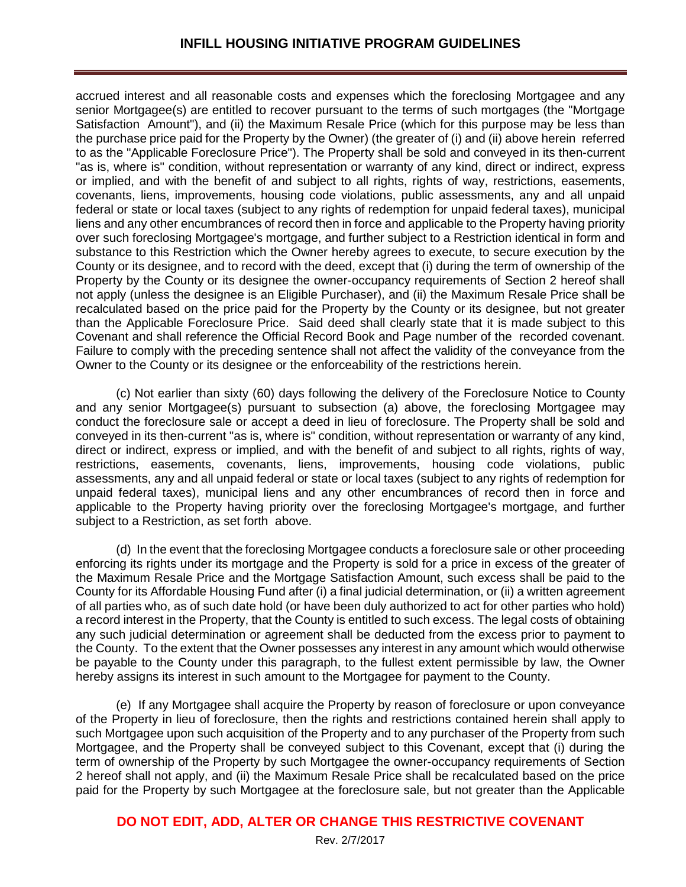accrued interest and all reasonable costs and expenses which the foreclosing Mortgagee and any senior Mortgagee(s) are entitled to recover pursuant to the terms of such mortgages (the "Mortgage Satisfaction Amount"), and (ii) the Maximum Resale Price (which for this purpose may be less than the purchase price paid for the Property by the Owner) (the greater of (i) and (ii) above herein referred to as the "Applicable Foreclosure Price"). The Property shall be sold and conveyed in its then-current "as is, where is" condition, without representation or warranty of any kind, direct or indirect, express or implied, and with the benefit of and subject to all rights, rights of way, restrictions, easements, covenants, liens, improvements, housing code violations, public assessments, any and all unpaid federal or state or local taxes (subject to any rights of redemption for unpaid federal taxes), municipal liens and any other encumbrances of record then in force and applicable to the Property having priority over such foreclosing Mortgagee's mortgage, and further subject to a Restriction identical in form and substance to this Restriction which the Owner hereby agrees to execute, to secure execution by the County or its designee, and to record with the deed, except that (i) during the term of ownership of the Property by the County or its designee the owner-occupancy requirements of Section 2 hereof shall not apply (unless the designee is an Eligible Purchaser), and (ii) the Maximum Resale Price shall be recalculated based on the price paid for the Property by the County or its designee, but not greater than the Applicable Foreclosure Price. Said deed shall clearly state that it is made subject to this Covenant and shall reference the Official Record Book and Page number of the recorded covenant. Failure to comply with the preceding sentence shall not affect the validity of the conveyance from the Owner to the County or its designee or the enforceability of the restrictions herein.

(c) Not earlier than sixty (60) days following the delivery of the Foreclosure Notice to County and any senior Mortgagee(s) pursuant to subsection (a) above, the foreclosing Mortgagee may conduct the foreclosure sale or accept a deed in lieu of foreclosure. The Property shall be sold and conveyed in its then-current "as is, where is" condition, without representation or warranty of any kind, direct or indirect, express or implied, and with the benefit of and subject to all rights, rights of way, restrictions, easements, covenants, liens, improvements, housing code violations, public assessments, any and all unpaid federal or state or local taxes (subject to any rights of redemption for unpaid federal taxes), municipal liens and any other encumbrances of record then in force and applicable to the Property having priority over the foreclosing Mortgagee's mortgage, and further subject to a Restriction, as set forth above.

(d) In the event that the foreclosing Mortgagee conducts a foreclosure sale or other proceeding enforcing its rights under its mortgage and the Property is sold for a price in excess of the greater of the Maximum Resale Price and the Mortgage Satisfaction Amount, such excess shall be paid to the County for its Affordable Housing Fund after (i) a final judicial determination, or (ii) a written agreement of all parties who, as of such date hold (or have been duly authorized to act for other parties who hold) a record interest in the Property, that the County is entitled to such excess. The legal costs of obtaining any such judicial determination or agreement shall be deducted from the excess prior to payment to the County. To the extent that the Owner possesses any interest in any amount which would otherwise be payable to the County under this paragraph, to the fullest extent permissible by law, the Owner hereby assigns its interest in such amount to the Mortgagee for payment to the County.

(e) If any Mortgagee shall acquire the Property by reason of foreclosure or upon conveyance of the Property in lieu of foreclosure, then the rights and restrictions contained herein shall apply to such Mortgagee upon such acquisition of the Property and to any purchaser of the Property from such Mortgagee, and the Property shall be conveyed subject to this Covenant, except that (i) during the term of ownership of the Property by such Mortgagee the owner-occupancy requirements of Section 2 hereof shall not apply, and (ii) the Maximum Resale Price shall be recalculated based on the price paid for the Property by such Mortgagee at the foreclosure sale, but not greater than the Applicable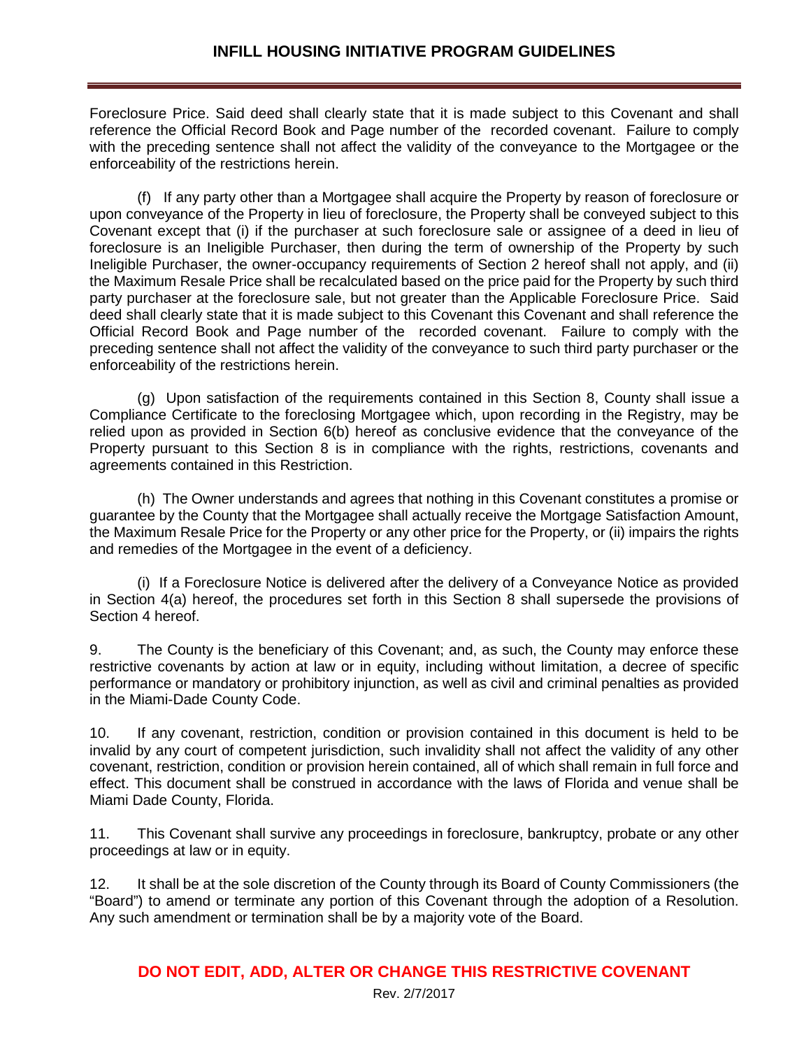Foreclosure Price. Said deed shall clearly state that it is made subject to this Covenant and shall reference the Official Record Book and Page number of the recorded covenant. Failure to comply with the preceding sentence shall not affect the validity of the conveyance to the Mortgagee or the enforceability of the restrictions herein.

(f) If any party other than a Mortgagee shall acquire the Property by reason of foreclosure or upon conveyance of the Property in lieu of foreclosure, the Property shall be conveyed subject to this Covenant except that (i) if the purchaser at such foreclosure sale or assignee of a deed in lieu of foreclosure is an Ineligible Purchaser, then during the term of ownership of the Property by such Ineligible Purchaser, the owner-occupancy requirements of Section 2 hereof shall not apply, and (ii) the Maximum Resale Price shall be recalculated based on the price paid for the Property by such third party purchaser at the foreclosure sale, but not greater than the Applicable Foreclosure Price. Said deed shall clearly state that it is made subject to this Covenant this Covenant and shall reference the Official Record Book and Page number of the recorded covenant. Failure to comply with the preceding sentence shall not affect the validity of the conveyance to such third party purchaser or the enforceability of the restrictions herein.

(g) Upon satisfaction of the requirements contained in this Section 8, County shall issue a Compliance Certificate to the foreclosing Mortgagee which, upon recording in the Registry, may be relied upon as provided in Section 6(b) hereof as conclusive evidence that the conveyance of the Property pursuant to this Section 8 is in compliance with the rights, restrictions, covenants and agreements contained in this Restriction.

(h) The Owner understands and agrees that nothing in this Covenant constitutes a promise or guarantee by the County that the Mortgagee shall actually receive the Mortgage Satisfaction Amount, the Maximum Resale Price for the Property or any other price for the Property, or (ii) impairs the rights and remedies of the Mortgagee in the event of a deficiency.

(i) If a Foreclosure Notice is delivered after the delivery of a Conveyance Notice as provided in Section 4(a) hereof, the procedures set forth in this Section 8 shall supersede the provisions of Section 4 hereof.

9. The County is the beneficiary of this Covenant; and, as such, the County may enforce these restrictive covenants by action at law or in equity, including without limitation, a decree of specific performance or mandatory or prohibitory injunction, as well as civil and criminal penalties as provided in the Miami-Dade County Code.

10. If any covenant, restriction, condition or provision contained in this document is held to be invalid by any court of competent jurisdiction, such invalidity shall not affect the validity of any other covenant, restriction, condition or provision herein contained, all of which shall remain in full force and effect. This document shall be construed in accordance with the laws of Florida and venue shall be Miami Dade County, Florida.

11. This Covenant shall survive any proceedings in foreclosure, bankruptcy, probate or any other proceedings at law or in equity.

12. It shall be at the sole discretion of the County through its Board of County Commissioners (the "Board") to amend or terminate any portion of this Covenant through the adoption of a Resolution. Any such amendment or termination shall be by a majority vote of the Board.

**DO NOT EDIT, ADD, ALTER OR CHANGE THIS RESTRICTIVE COVENANT**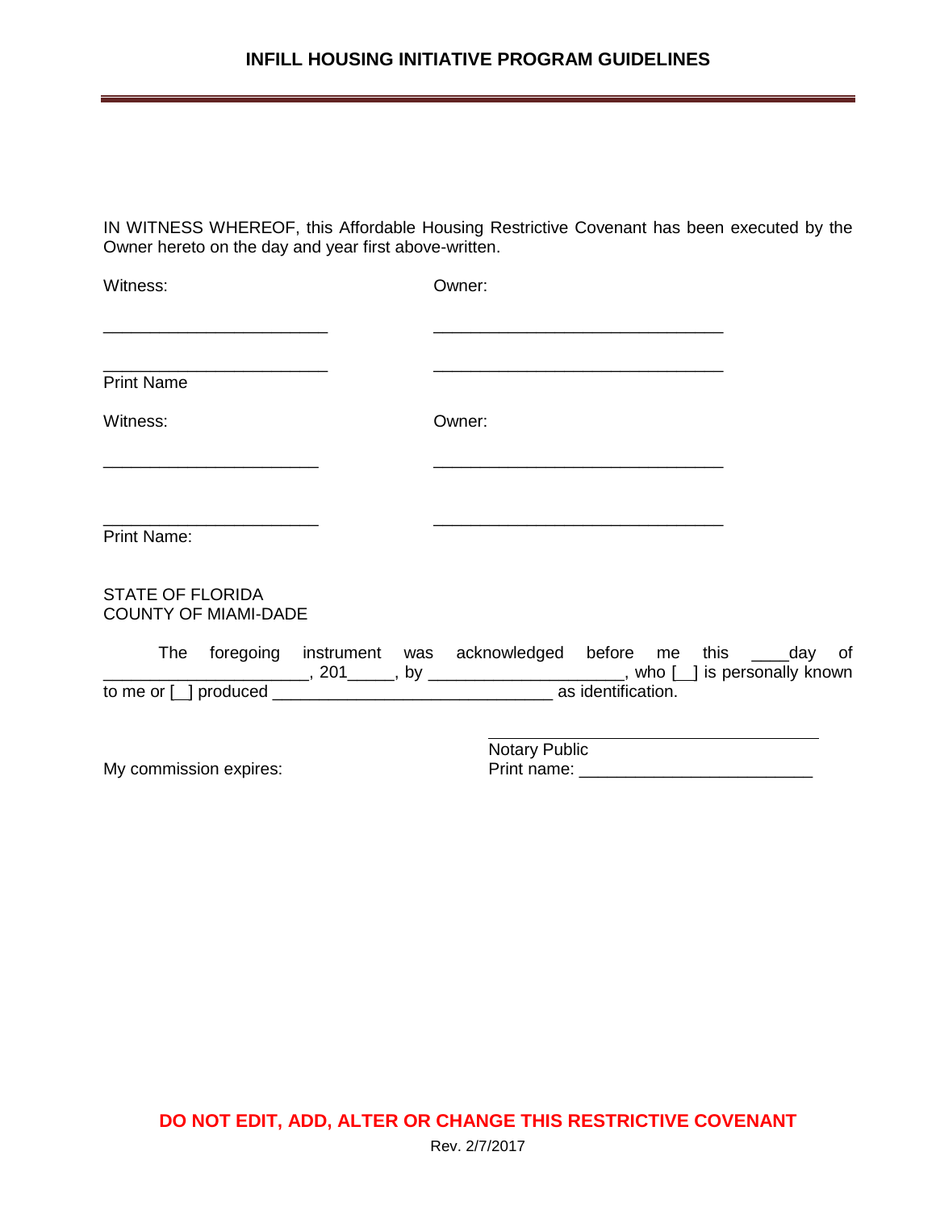IN WITNESS WHEREOF, this Affordable Housing Restrictive Covenant has been executed by the Owner hereto on the day and year first above-written.

Witness: Owner:

________________________ ________________________________

________________________ ________________________________
Print Name

Witness: Owner:

________________________ ________________________________

________________________ ________________________________
Print Name:

STATE OF FLORIDA
COUNTY OF MIAMI-DADE

The foregoing instrument was acknowledged before me this ____day of ______________________, 201_____, by ____________________, who [__] is personally known to me or [_] produced ______________________________ as identification.

My commission expires:

________________________________
Notary Public
Print name: ________________________

**DO NOT EDIT, ADD, ALTER OR CHANGE THIS RESTRICTIVE COVENANT**

Rev. 2/7/2017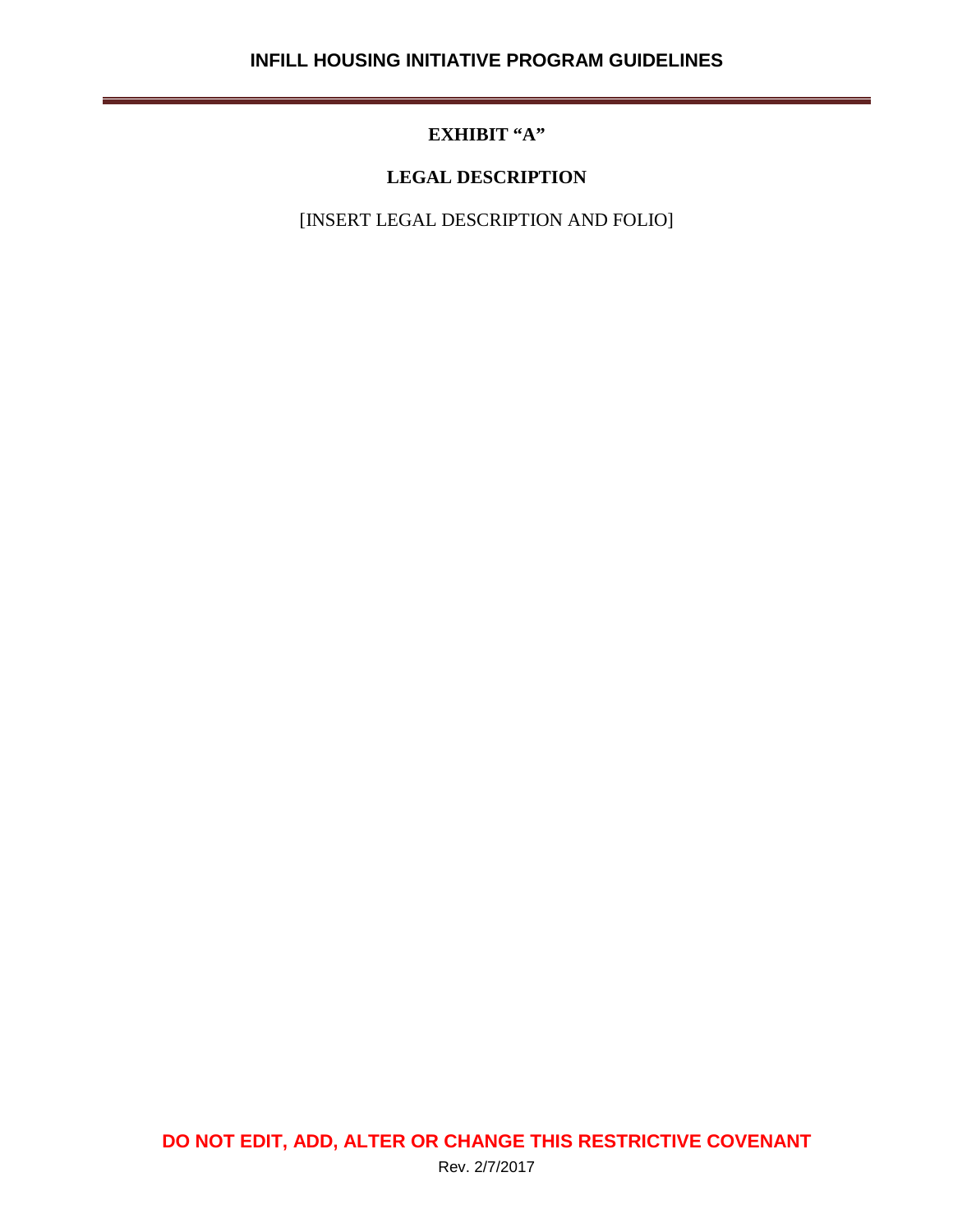**EXHIBIT "A"**

**LEGAL DESCRIPTION**

[INSERT LEGAL DESCRIPTION AND FOLIO]

**DO NOT EDIT, ADD, ALTER OR CHANGE THIS RESTRICTIVE COVENANT**

Rev. 2/7/2017